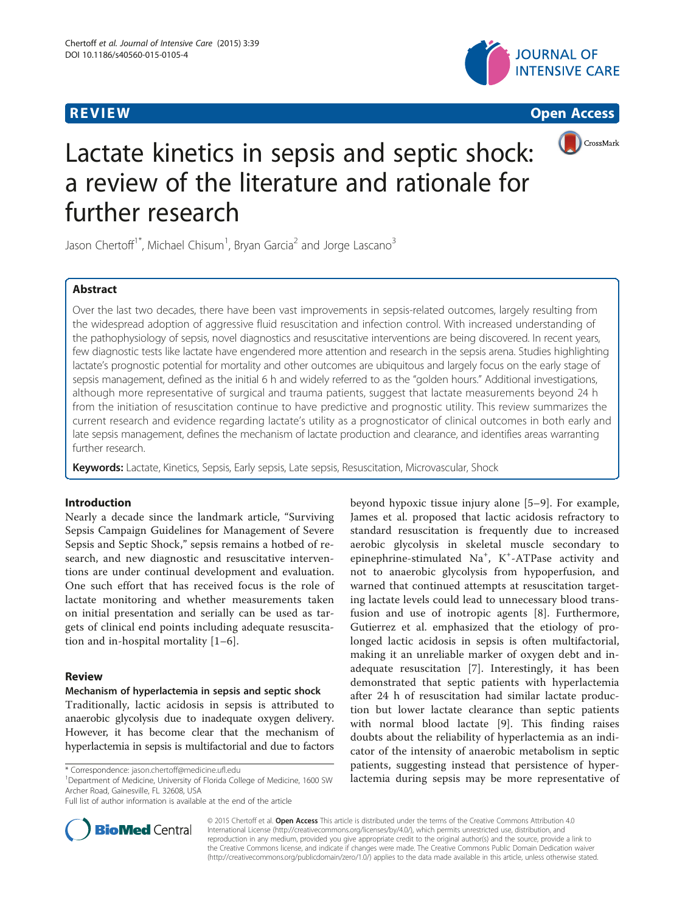REVIEW Open Access

# Lactate kinetics in sepsis and septic shock: a review of the literature and rationale for further research

Jason Chertoff[1*], Michael Chisum[1], Bryan Garcia[2] and Jorge Lascano[3]

## Abstract

Over the last two decades, there have been vast improvements in sepsis-related outcomes, largely resulting from the widespread adoption of aggressive fluid resuscitation and infection control. With increased understanding of the pathophysiology of sepsis, novel diagnostics and resuscitative interventions are being discovered. In recent years, few diagnostic tests like lactate have engendered more attention and research in the sepsis arena. Studies highlighting lactate's prognostic potential for mortality and other outcomes are ubiquitous and largely focus on the early stage of sepsis management, defined as the initial 6 h and widely referred to as the "golden hours." Additional investigations, although more representative of surgical and trauma patients, suggest that lactate measurements beyond 24 h from the initiation of resuscitation continue to have predictive and prognostic utility. This review summarizes the current research and evidence regarding lactate's utility as a prognosticator of clinical outcomes in both early and late sepsis management, defines the mechanism of lactate production and clearance, and identifies areas warranting further research.

**Keywords:** Lactate, Kinetics, Sepsis, Early sepsis, Late sepsis, Resuscitation, Microvascular, Shock

## Introduction

Nearly a decade since the landmark article, "Surviving Sepsis Campaign Guidelines for Management of Severe Sepsis and Septic Shock," sepsis remains a hotbed of research, and new diagnostic and resuscitative interventions are under continual development and evaluation. One such effort that has received focus is the role of lactate monitoring and whether measurements taken on initial presentation and serially can be used as targets of clinical end points including adequate resuscitation and in-hospital mortality [1–6].

## Review

### Mechanism of hyperlactemia in sepsis and septic shock

Traditionally, lactic acidosis in sepsis is attributed to anaerobic glycolysis due to inadequate oxygen delivery. However, it has become clear that the mechanism of hyperlactemia in sepsis is multifactorial and due to factors beyond hypoxic tissue injury alone [5–9]. For example, James et al. proposed that lactic acidosis refractory to standard resuscitation is frequently due to increased aerobic glycolysis in skeletal muscle secondary to epinephrine-stimulated $Na^+$, $K^+$-ATPase activity and not to anaerobic glycolysis from hypoperfusion, and warned that continued attempts at resuscitation targeting lactate levels could lead to unnecessary blood transfusion and use of inotropic agents [8]. Furthermore, Gutierrez et al. emphasized that the etiology of prolonged lactic acidosis in sepsis is often multifactorial, making it an unreliable marker of oxygen debt and inadequate resuscitation [7]. Interestingly, it has been demonstrated that septic patients with hyperlactemia after 24 h of resuscitation had similar lactate production but lower lactate clearance than septic patients with normal blood lactate [9]. This finding raises doubts about the reliability of hyperlactemia as an indicator of the intensity of anaerobic metabolism in septic patients, suggesting instead that persistence of hyperlactemia during sepsis may be more representative of

\* Correspondence: jason.chertoff@medicine.ufl.edu

[1]Department of Medicine, University of Florida College of Medicine, 1600 SW Archer Road, Gainesville, FL 32608, USA

Full list of author information is available at the end of the article

© 2015 Chertoff et al. **Open Access** This article is distributed under the terms of the Creative Commons Attribution 4.0 International License (http://creativecommons.org/licenses/by/4.0/), which permits unrestricted use, distribution, and reproduction in any medium, provided you give appropriate credit to the original author(s) and the source, provide a link to the Creative Commons license, and indicate if changes were made. The Creative Commons Public Domain Dedication waiver (http://creativecommons.org/publicdomain/zero/1.0/) applies to the data made available in this article, unless otherwise stated.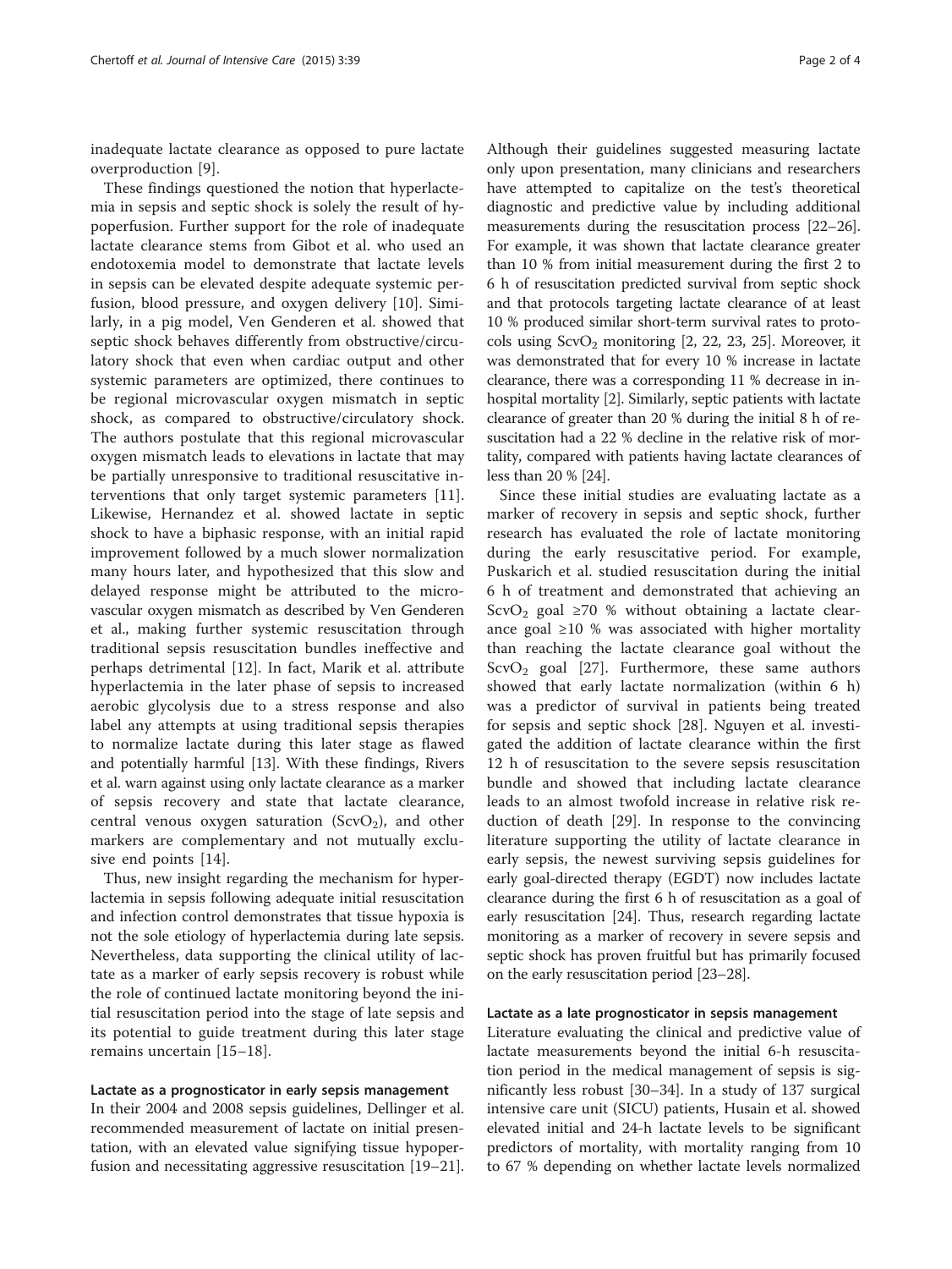inadequate lactate clearance as opposed to pure lactate overproduction [9].

These findings questioned the notion that hyperlactemia in sepsis and septic shock is solely the result of hypoperfusion. Further support for the role of inadequate lactate clearance stems from Gibot et al. who used an endotoxemia model to demonstrate that lactate levels in sepsis can be elevated despite adequate systemic perfusion, blood pressure, and oxygen delivery [10]. Similarly, in a pig model, Ven Genderen et al. showed that septic shock behaves differently from obstructive/circulatory shock that even when cardiac output and other systemic parameters are optimized, there continues to be regional microvascular oxygen mismatch in septic shock, as compared to obstructive/circulatory shock. The authors postulate that this regional microvascular oxygen mismatch leads to elevations in lactate that may be partially unresponsive to traditional resuscitative interventions that only target systemic parameters [11]. Likewise, Hernandez et al. showed lactate in septic shock to have a biphasic response, with an initial rapid improvement followed by a much slower normalization many hours later, and hypothesized that this slow and delayed response might be attributed to the microvascular oxygen mismatch as described by Ven Genderen et al., making further systemic resuscitation through traditional sepsis resuscitation bundles ineffective and perhaps detrimental [12]. In fact, Marik et al. attribute hyperlactemia in the later phase of sepsis to increased aerobic glycolysis due to a stress response and also label any attempts at using traditional sepsis therapies to normalize lactate during this later stage as flawed and potentially harmful [13]. With these findings, Rivers et al. warn against using only lactate clearance as a marker of sepsis recovery and state that lactate clearance, central venous oxygen saturation ($ScvO_2$), and other markers are complementary and not mutually exclusive end points [14].

Thus, new insight regarding the mechanism for hyperlactemia in sepsis following adequate initial resuscitation and infection control demonstrates that tissue hypoxia is not the sole etiology of hyperlactemia during late sepsis. Nevertheless, data supporting the clinical utility of lactate as a marker of early sepsis recovery is robust while the role of continued lactate monitoring beyond the initial resuscitation period into the stage of late sepsis and its potential to guide treatment during this later stage remains uncertain [15–18].

### Lactate as a prognosticator in early sepsis management

In their 2004 and 2008 sepsis guidelines, Dellinger et al. recommended measurement of lactate on initial presentation, with an elevated value signifying tissue hypoperfusion and necessitating aggressive resuscitation [19–21]. Although their guidelines suggested measuring lactate only upon presentation, many clinicians and researchers have attempted to capitalize on the test's theoretical diagnostic and predictive value by including additional measurements during the resuscitation process [22–26]. For example, it was shown that lactate clearance greater than 10 % from initial measurement during the first 2 to 6 h of resuscitation predicted survival from septic shock and that protocols targeting lactate clearance of at least 10 % produced similar short-term survival rates to protocols using $ScvO_2$ monitoring [2, 22, 23, 25]. Moreover, it was demonstrated that for every 10 % increase in lactate clearance, there was a corresponding 11 % decrease in in-hospital mortality [2]. Similarly, septic patients with lactate clearance of greater than 20 % during the initial 8 h of resuscitation had a 22 % decline in the relative risk of mortality, compared with patients having lactate clearances of less than 20 % [24].

Since these initial studies are evaluating lactate as a marker of recovery in sepsis and septic shock, further research has evaluated the role of lactate monitoring during the early resuscitative period. For example, Puskarich et al. studied resuscitation during the initial 6 h of treatment and demonstrated that achieving an $ScvO_2$ goal ≥70 % without obtaining a lactate clearance goal ≥10 % was associated with higher mortality than reaching the lactate clearance goal without the $ScvO_2$ goal [27]. Furthermore, these same authors showed that early lactate normalization (within 6 h) was a predictor of survival in patients being treated for sepsis and septic shock [28]. Nguyen et al. investigated the addition of lactate clearance within the first 12 h of resuscitation to the severe sepsis resuscitation bundle and showed that including lactate clearance leads to an almost twofold increase in relative risk reduction of death [29]. In response to the convincing literature supporting the utility of lactate clearance in early sepsis, the newest surviving sepsis guidelines for early goal-directed therapy (EGDT) now includes lactate clearance during the first 6 h of resuscitation as a goal of early resuscitation [24]. Thus, research regarding lactate monitoring as a marker of recovery in severe sepsis and septic shock has proven fruitful but has primarily focused on the early resuscitation period [23–28].

### Lactate as a late prognosticator in sepsis management

Literature evaluating the clinical and predictive value of lactate measurements beyond the initial 6-h resuscitation period in the medical management of sepsis is significantly less robust [30–34]. In a study of 137 surgical intensive care unit (SICU) patients, Husain et al. showed elevated initial and 24-h lactate levels to be significant predictors of mortality, with mortality ranging from 10 to 67 % depending on whether lactate levels normalized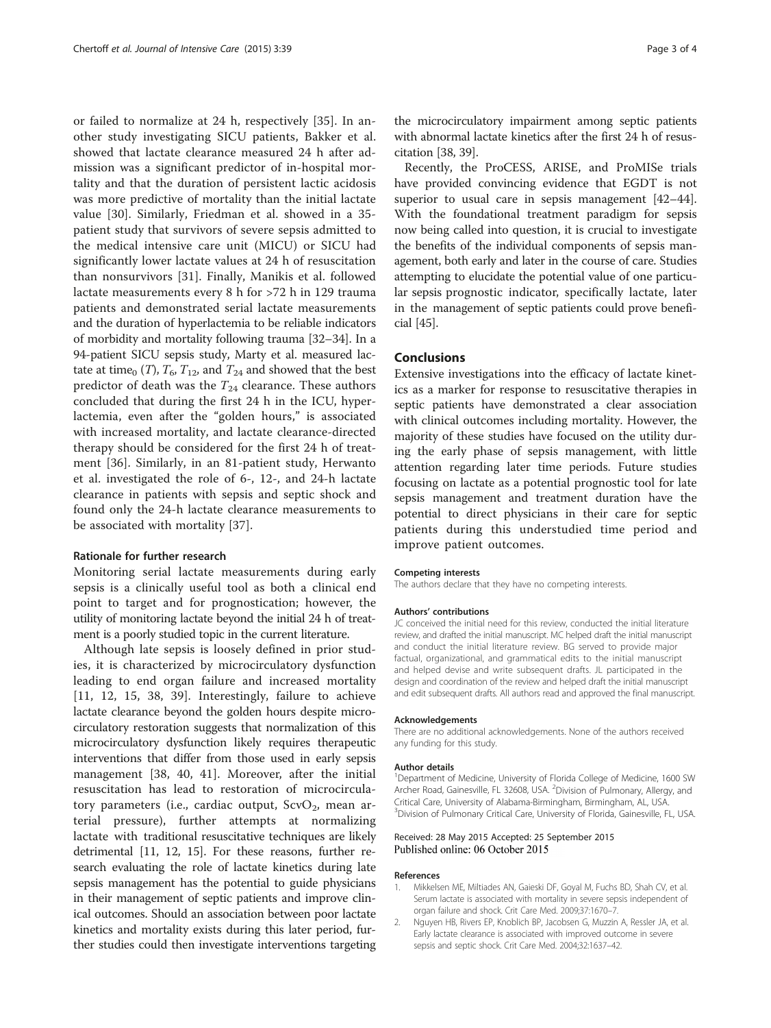or failed to normalize at 24 h, respectively [35]. In another study investigating SICU patients, Bakker et al. showed that lactate clearance measured 24 h after admission was a significant predictor of in-hospital mortality and that the duration of persistent lactic acidosis was more predictive of mortality than the initial lactate value [30]. Similarly, Friedman et al. showed in a 35-patient study that survivors of severe sepsis admitted to the medical intensive care unit (MICU) or SICU had significantly lower lactate values at 24 h of resuscitation than nonsurvivors [31]. Finally, Manikis et al. followed lactate measurements every 8 h for >72 h in 129 trauma patients and demonstrated serial lactate measurements and the duration of hyperlactemia to be reliable indicators of morbidity and mortality following trauma [32–34]. In a 94-patient SICU sepsis study, Marty et al. measured lactate at time$_0$ ($T$), $T_6$, $T_{12}$, and $T_{24}$ and showed that the best predictor of death was the $T_{24}$ clearance. These authors concluded that during the first 24 h in the ICU, hyperlactemia, even after the "golden hours," is associated with increased mortality, and lactate clearance-directed therapy should be considered for the first 24 h of treatment [36]. Similarly, in an 81-patient study, Herwanto et al. investigated the role of 6-, 12-, and 24-h lactate clearance in patients with sepsis and septic shock and found only the 24-h lactate clearance measurements to be associated with mortality [37].

### Rationale for further research

Monitoring serial lactate measurements during early sepsis is a clinically useful tool as both a clinical end point to target and for prognostication; however, the utility of monitoring lactate beyond the initial 24 h of treatment is a poorly studied topic in the current literature.

Although late sepsis is loosely defined in prior studies, it is characterized by microcirculatory dysfunction leading to end organ failure and increased mortality [11, 12, 15, 38, 39]. Interestingly, failure to achieve lactate clearance beyond the golden hours despite microcirculatory restoration suggests that normalization of this microcirculatory dysfunction likely requires therapeutic interventions that differ from those used in early sepsis management [38, 40, 41]. Moreover, after the initial resuscitation has lead to restoration of microcirculatory parameters (i.e., cardiac output, $ScvO_2$, mean arterial pressure), further attempts at normalizing lactate with traditional resuscitative techniques are likely detrimental [11, 12, 15]. For these reasons, further research evaluating the role of lactate kinetics during late sepsis management has the potential to guide physicians in their management of septic patients and improve clinical outcomes. Should an association between poor lactate kinetics and mortality exists during this later period, further studies could then investigate interventions targeting the microcirculatory impairment among septic patients with abnormal lactate kinetics after the first 24 h of resuscitation [38, 39].

Recently, the ProCESS, ARISE, and ProMISe trials have provided convincing evidence that EGDT is not superior to usual care in sepsis management [42–44]. With the foundational treatment paradigm for sepsis now being called into question, it is crucial to investigate the benefits of the individual components of sepsis management, both early and later in the course of care. Studies attempting to elucidate the potential value of one particular sepsis prognostic indicator, specifically lactate, later in the management of septic patients could prove beneficial [45].

## Conclusions

Extensive investigations into the efficacy of lactate kinetics as a marker for response to resuscitative therapies in septic patients have demonstrated a clear association with clinical outcomes including mortality. However, the majority of these studies have focused on the utility during the early phase of sepsis management, with little attention regarding later time periods. Future studies focusing on lactate as a potential prognostic tool for late sepsis management and treatment duration have the potential to direct physicians in their care for septic patients during this understudied time period and improve patient outcomes.

#### Competing interests

The authors declare that they have no competing interests.

#### Authors' contributions

JC conceived the initial need for this review, conducted the initial literature review, and drafted the initial manuscript. MC helped draft the initial manuscript and conduct the initial literature review. BG served to provide major factual, organizational, and grammatical edits to the initial manuscript and helped devise and write subsequent drafts. JL participated in the design and coordination of the review and helped draft the initial manuscript and edit subsequent drafts. All authors read and approved the final manuscript.

#### Acknowledgements

There are no additional acknowledgements. None of the authors received any funding for this study.

#### Author details

[1]Department of Medicine, University of Florida College of Medicine, 1600 SW Archer Road, Gainesville, FL 32608, USA. [2]Division of Pulmonary, Allergy, and Critical Care, University of Alabama-Birmingham, Birmingham, AL, USA. [3]Division of Pulmonary Critical Care, University of Florida, Gainesville, FL, USA.

Received: 28 May 2015 Accepted: 25 September 2015
Published online: 06 October 2015

#### References

1. Mikkelsen ME, Miltiades AN, Gaieski DF, Goyal M, Fuchs BD, Shah CV, et al. Serum lactate is associated with mortality in severe sepsis independent of organ failure and shock. Crit Care Med. 2009;37:1670–7.
2. Nguyen HB, Rivers EP, Knoblich BP, Jacobsen G, Muzzin A, Ressler JA, et al. Early lactate clearance is associated with improved outcome in severe sepsis and septic shock. Crit Care Med. 2004;32:1637–42.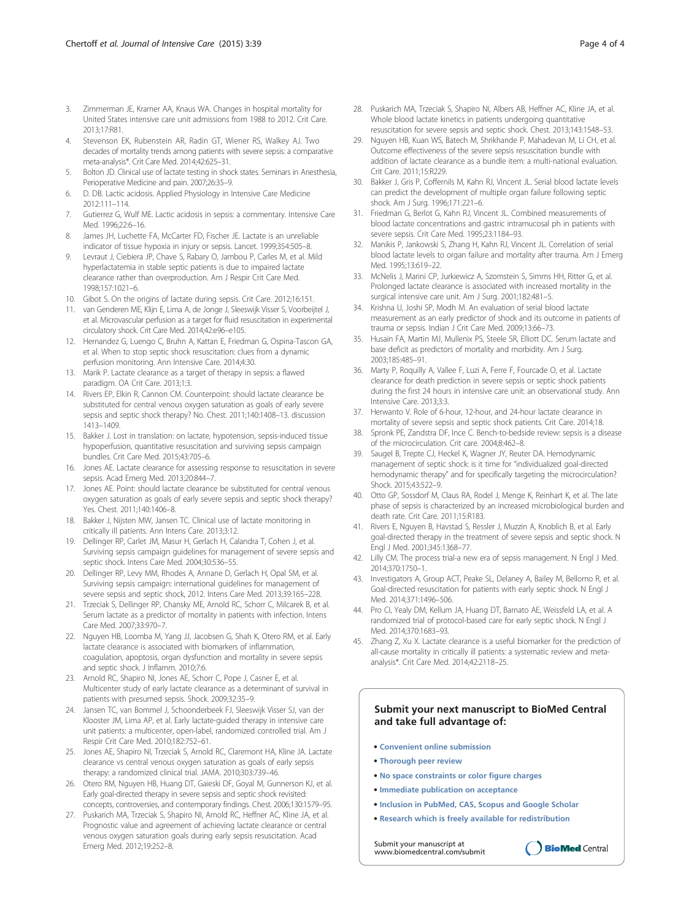3. Zimmerman JE, Kramer AA, Knaus WA. Changes in hospital mortality for United States intensive care unit admissions from 1988 to 2012. Crit Care. 2013;17:R81.
4. Stevenson EK, Rubenstein AR, Radin GT, Wiener RS, Walkey AJ. Two decades of mortality trends among patients with severe sepsis: a comparative meta-analysis*. Crit Care Med. 2014;42:625–31.
5. Bolton JD. Clinical use of lactate testing in shock states. Seminars in Anesthesia, Perioperative Medicine and pain. 2007;26:35–9.
6. D. DB. Lactic acidosis. Applied Physiology in Intensive Care Medicine 2012:111–114.
7. Gutierrez G, Wulf ME. Lactic acidosis in sepsis: a commentary. Intensive Care Med. 1996;22:6–16.
8. James JH, Luchette FA, McCarter FD, Fischer JE. Lactate is an unreliable indicator of tissue hypoxia in injury or sepsis. Lancet. 1999;354:505–8.
9. Levraut J, Ciebiera JP, Chave S, Rabary O, Jambou P, Carles M, et al. Mild hyperlactatemia in stable septic patients is due to impaired lactate clearance rather than overproduction. Am J Respir Crit Care Med. 1998;157:1021–6.
10. Gibot S. On the origins of lactate during sepsis. Crit Care. 2012;16:151.
11. van Genderen ME, Klijn E, Lima A, de Jonge J, Sleeswijk Visser S, Voorbeijtel J, et al. Microvascular perfusion as a target for fluid resuscitation in experimental circulatory shock. Crit Care Med. 2014;42:e96–e105.
12. Hernandez G, Luengo C, Bruhn A, Kattan E, Friedman G, Ospina-Tascon GA, et al. When to stop septic shock resuscitation: clues from a dynamic perfusion monitoring. Ann Intensive Care. 2014;4:30.
13. Marik P. Lactate clearance as a target of therapy in sepsis: a flawed paradigm. OA Crit Care. 2013;1:3.
14. Rivers EP, Elkin R, Cannon CM. Counterpoint: should lactate clearance be substituted for central venous oxygen saturation as goals of early severe sepsis and septic shock therapy? No. Chest. 2011;140:1408–13. discussion 1413–1409.
15. Bakker J. Lost in translation: on lactate, hypotension, sepsis-induced tissue hypoperfusion, quantitative resuscitation and surviving sepsis campaign bundles. Crit Care Med. 2015;43:705–6.
16. Jones AE. Lactate clearance for assessing response to resuscitation in severe sepsis. Acad Emerg Med. 2013;20:844–7.
17. Jones AE. Point: should lactate clearance be substituted for central venous oxygen saturation as goals of early severe sepsis and septic shock therapy? Yes. Chest. 2011;140:1406–8.
18. Bakker J, Nijsten MW, Jansen TC. Clinical use of lactate monitoring in critically ill patients. Ann Intens Care. 2013;3:12.
19. Dellinger RP, Carlet JM, Masur H, Gerlach H, Calandra T, Cohen J, et al. Surviving sepsis campaign guidelines for management of severe sepsis and septic shock. Intens Care Med. 2004;30:536–55.
20. Dellinger RP, Levy MM, Rhodes A, Annane D, Gerlach H, Opal SM, et al. Surviving sepsis campaign: international guidelines for management of severe sepsis and septic shock, 2012. Intens Care Med. 2013;39:165–228.
21. Trzeciak S, Dellinger RP, Chansky ME, Arnold RC, Schorr C, Milcarek B, et al. Serum lactate as a predictor of mortality in patients with infection. Intens Care Med. 2007;33:970–7.
22. Nguyen HB, Loomba M, Yang JJ, Jacobsen G, Shah K, Otero RM, et al. Early lactate clearance is associated with biomarkers of inflammation, coagulation, apoptosis, organ dysfunction and mortality in severe sepsis and septic shock. J Inflamm. 2010;7:6.
23. Arnold RC, Shapiro NI, Jones AE, Schorr C, Pope J, Casner E, et al. Multicenter study of early lactate clearance as a determinant of survival in patients with presumed sepsis. Shock. 2009;32:35–9.
24. Jansen TC, van Bommel J, Schoonderbeek FJ, Sleeswijk Visser SJ, van der Klooster JM, Lima AP, et al. Early lactate-guided therapy in intensive care unit patients: a multicenter, open-label, randomized controlled trial. Am J Respir Crit Care Med. 2010;182:752–61.
25. Jones AE, Shapiro NI, Trzeciak S, Arnold RC, Claremont HA, Kline JA. Lactate clearance vs central venous oxygen saturation as goals of early sepsis therapy: a randomized clinical trial. JAMA. 2010;303:739–46.
26. Otero RM, Nguyen HB, Huang DT, Gaieski DF, Goyal M, Gunnerson KJ, et al. Early goal-directed therapy in severe sepsis and septic shock revisited: concepts, controversies, and contemporary findings. Chest. 2006;130:1579–95.
27. Puskarich MA, Trzeciak S, Shapiro NI, Arnold RC, Heffner AC, Kline JA, et al. Prognostic value and agreement of achieving lactate clearance or central venous oxygen saturation goals during early sepsis resuscitation. Acad Emerg Med. 2012;19:252–8.
28. Puskarich MA, Trzeciak S, Shapiro NI, Albers AB, Heffner AC, Kline JA, et al. Whole blood lactate kinetics in patients undergoing quantitative resuscitation for severe sepsis and septic shock. Chest. 2013;143:1548–53.
29. Nguyen HB, Kuan WS, Batech M, Shrikhande P, Mahadevan M, Li CH, et al. Outcome effectiveness of the severe sepsis resuscitation bundle with addition of lactate clearance as a bundle item: a multi-national evaluation. Crit Care. 2011;15:R229.
30. Bakker J, Gris P, Coffernils M, Kahn RJ, Vincent JL. Serial blood lactate levels can predict the development of multiple organ failure following septic shock. Am J Surg. 1996;171:221–6.
31. Friedman G, Berlot G, Kahn RJ, Vincent JL. Combined measurements of blood lactate concentrations and gastric intramucosal ph in patients with severe sepsis. Crit Care Med. 1995;23:1184–93.
32. Manikis P, Jankowski S, Zhang H, Kahn RJ, Vincent JL. Correlation of serial blood lactate levels to organ failure and mortality after trauma. Am J Emerg Med. 1995;13:619–22.
33. McNelis J, Marini CP, Jurkiewicz A, Szomstein S, Simms HH, Ritter G, et al. Prolonged lactate clearance is associated with increased mortality in the surgical intensive care unit. Am J Surg. 2001;182:481–5.
34. Krishna U, Joshi SP, Modh M. An evaluation of serial blood lactate measurement as an early predictor of shock and its outcome in patients of trauma or sepsis. Indian J Crit Care Med. 2009;13:66–73.
35. Husain FA, Martin MJ, Mullenix PS, Steele SR, Elliott DC. Serum lactate and base deficit as predictors of mortality and morbidity. Am J Surg. 2003;185:485–91.
36. Marty P, Roquilly A, Vallee F, Luzi A, Ferre F, Fourcade O, et al. Lactate clearance for death prediction in severe sepsis or septic shock patients during the first 24 hours in intensive care unit: an observational study. Ann Intensive Care. 2013;3:3.
37. Herwanto V. Role of 6-hour, 12-hour, and 24-hour lactate clearance in mortality of severe sepsis and septic shock patients. Crit Care. 2014;18.
38. Spronk PE, Zandstra DF, Ince C. Bench-to-bedside review: sepsis is a disease of the microcirculation. Crit care. 2004;8:462–8.
39. Saugel B, Trepte CJ, Heckel K, Wagner JY, Reuter DA. Hemodynamic management of septic shock: is it time for "individualized goal-directed hemodynamic therapy" and for specifically targeting the microcirculation? Shock. 2015;43:522–9.
40. Otto GP, Sossdorf M, Claus RA, Rodel J, Menge K, Reinhart K, et al. The late phase of sepsis is characterized by an increased microbiological burden and death rate. Crit Care. 2011;15:R183.
41. Rivers E, Nguyen B, Havstad S, Ressler J, Muzzin A, Knoblich B, et al. Early goal-directed therapy in the treatment of severe sepsis and septic shock. N Engl J Med. 2001;345:1368–77.
42. Lilly CM. The process trial-a new era of sepsis management. N Engl J Med. 2014;370:1750–1.
43. Investigators A, Group ACT, Peake SL, Delaney A, Bailey M, Bellomo R, et al. Goal-directed resuscitation for patients with early septic shock. N Engl J Med. 2014;371:1496–506.
44. Pro CI, Yealy DM, Kellum JA, Huang DT, Barnato AE, Weissfeld LA, et al. A randomized trial of protocol-based care for early septic shock. N Engl J Med. 2014;370:1683–93.
45. Zhang Z, Xu X. Lactate clearance is a useful biomarker for the prediction of all-cause mortality in critically ill patients: a systematic review and meta-analysis*. Crit Care Med. 2014;42:2118–25.

**Submit your next manuscript to BioMed Central and take full advantage of:**

- **Convenient online submission**
- **Thorough peer review**
- **No space constraints or color figure charges**
- **Immediate publication on acceptance**
- **Inclusion in PubMed, CAS, Scopus and Google Scholar**
- **Research which is freely available for redistribution**

Submit your manuscript at
www.biomedcentral.com/submit

BioMed Central